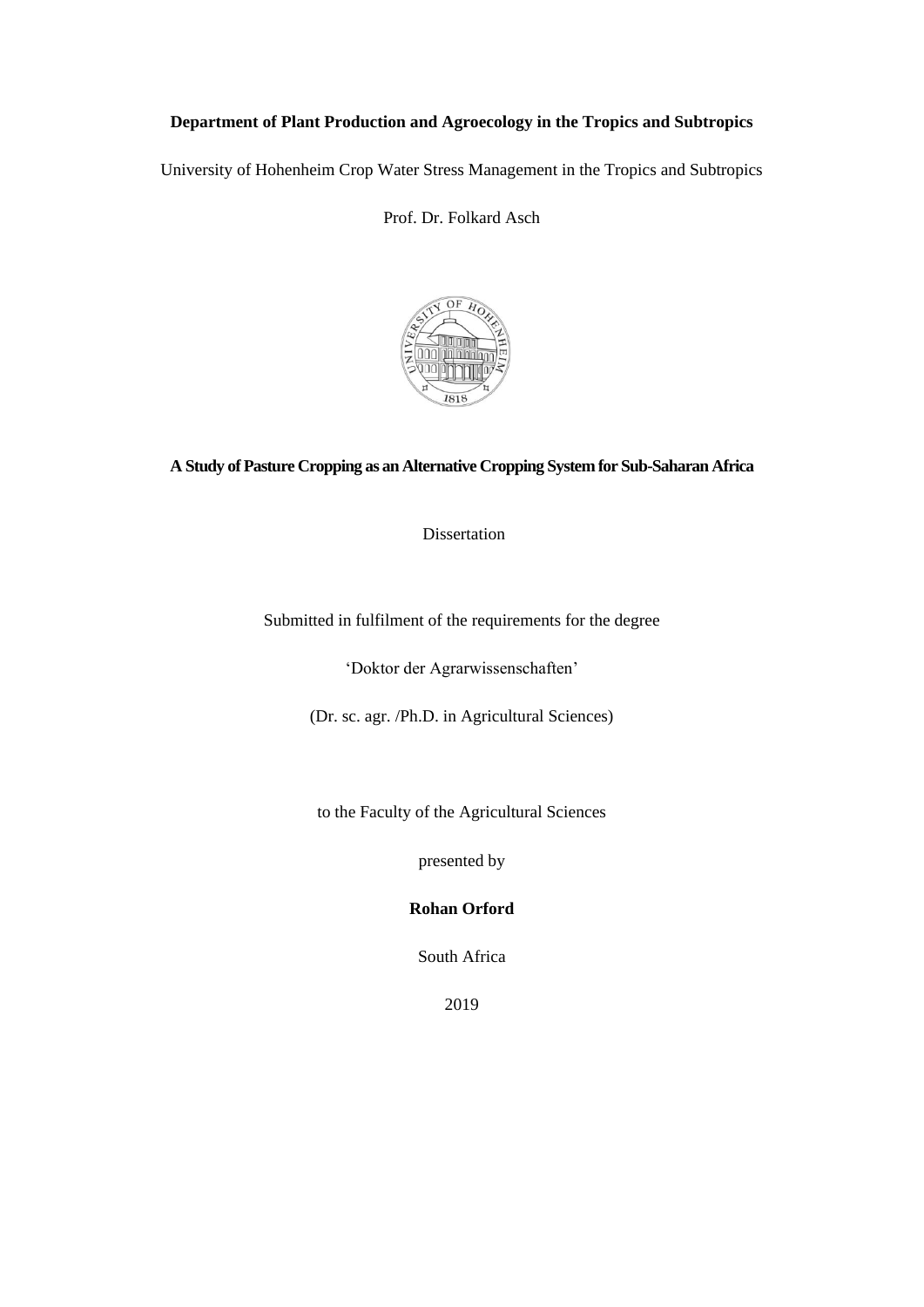**Department of Plant Production and Agroecology in the Tropics and Subtropics**

University of Hohenheim Crop Water Stress Management in the Tropics and Subtropics

Prof. Dr. Folkard Asch

# A Study of Pasture Cropping as an Alternative Cropping System for Sub-Saharan Africa

Dissertation

Submitted in fulfilment of the requirements for the degree

'Doktor der Agrarwissenschaften'

(Dr. sc. agr. /Ph.D. in Agricultural Sciences)

to the Faculty of the Agricultural Sciences

presented by

**Rohan Orford**

South Africa

2019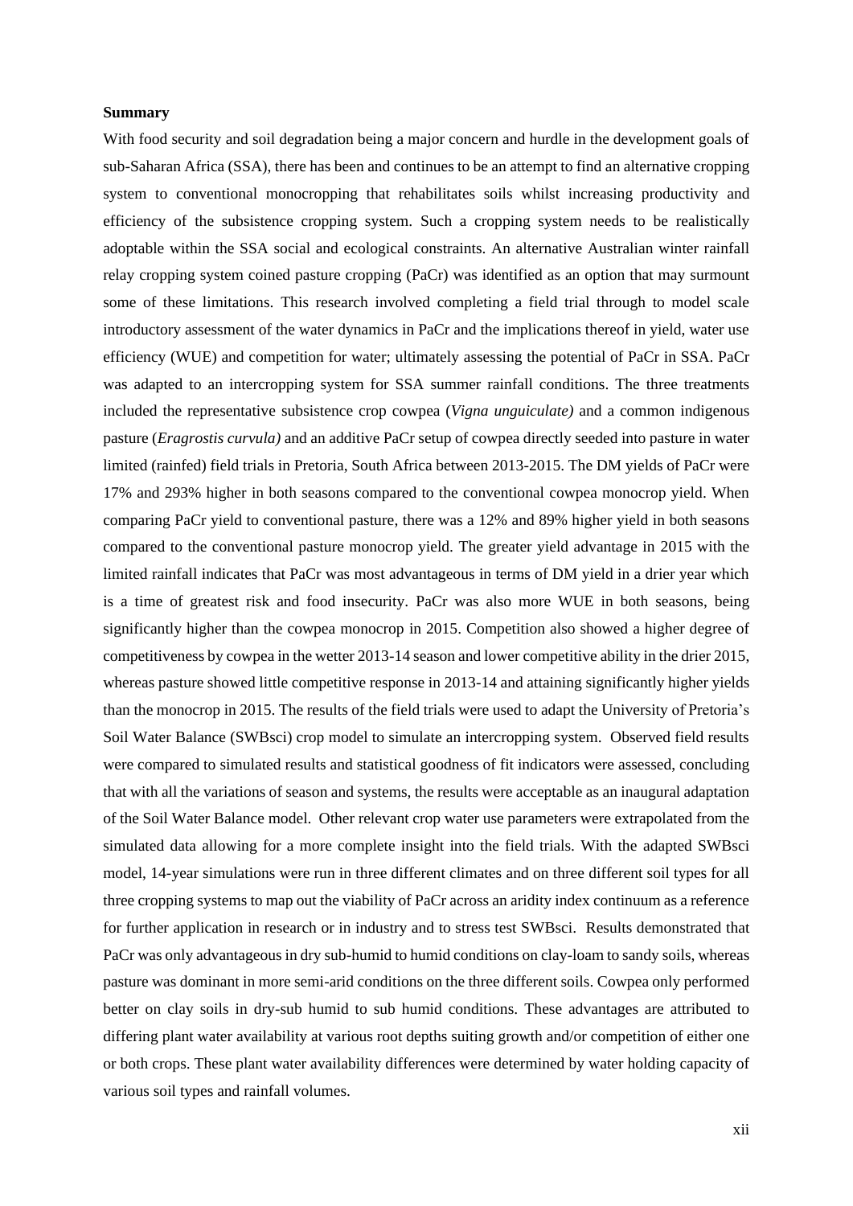**Summary**

With food security and soil degradation being a major concern and hurdle in the development goals of sub-Saharan Africa (SSA), there has been and continues to be an attempt to find an alternative cropping system to conventional monocropping that rehabilitates soils whilst increasing productivity and efficiency of the subsistence cropping system. Such a cropping system needs to be realistically adoptable within the SSA social and ecological constraints. An alternative Australian winter rainfall relay cropping system coined pasture cropping (PaCr) was identified as an option that may surmount some of these limitations. This research involved completing a field trial through to model scale introductory assessment of the water dynamics in PaCr and the implications thereof in yield, water use efficiency (WUE) and competition for water; ultimately assessing the potential of PaCr in SSA. PaCr was adapted to an intercropping system for SSA summer rainfall conditions. The three treatments included the representative subsistence crop cowpea (*Vigna unguiculate)* and a common indigenous pasture (*Eragrostis curvula)* and an additive PaCr setup of cowpea directly seeded into pasture in water limited (rainfed) field trials in Pretoria, South Africa between 2013-2015. The DM yields of PaCr were 17% and 293% higher in both seasons compared to the conventional cowpea monocrop yield. When comparing PaCr yield to conventional pasture, there was a 12% and 89% higher yield in both seasons compared to the conventional pasture monocrop yield. The greater yield advantage in 2015 with the limited rainfall indicates that PaCr was most advantageous in terms of DM yield in a drier year which is a time of greatest risk and food insecurity. PaCr was also more WUE in both seasons, being significantly higher than the cowpea monocrop in 2015. Competition also showed a higher degree of competitiveness by cowpea in the wetter 2013-14 season and lower competitive ability in the drier 2015, whereas pasture showed little competitive response in 2013-14 and attaining significantly higher yields than the monocrop in 2015. The results of the field trials were used to adapt the University of Pretoria's Soil Water Balance (SWBsci) crop model to simulate an intercropping system. Observed field results were compared to simulated results and statistical goodness of fit indicators were assessed, concluding that with all the variations of season and systems, the results were acceptable as an inaugural adaptation of the Soil Water Balance model. Other relevant crop water use parameters were extrapolated from the simulated data allowing for a more complete insight into the field trials. With the adapted SWBsci model, 14-year simulations were run in three different climates and on three different soil types for all three cropping systems to map out the viability of PaCr across an aridity index continuum as a reference for further application in research or in industry and to stress test SWBsci. Results demonstrated that PaCr was only advantageous in dry sub-humid to humid conditions on clay-loam to sandy soils, whereas pasture was dominant in more semi-arid conditions on the three different soils. Cowpea only performed better on clay soils in dry-sub humid to sub humid conditions. These advantages are attributed to differing plant water availability at various root depths suiting growth and/or competition of either one or both crops. These plant water availability differences were determined by water holding capacity of various soil types and rainfall volumes.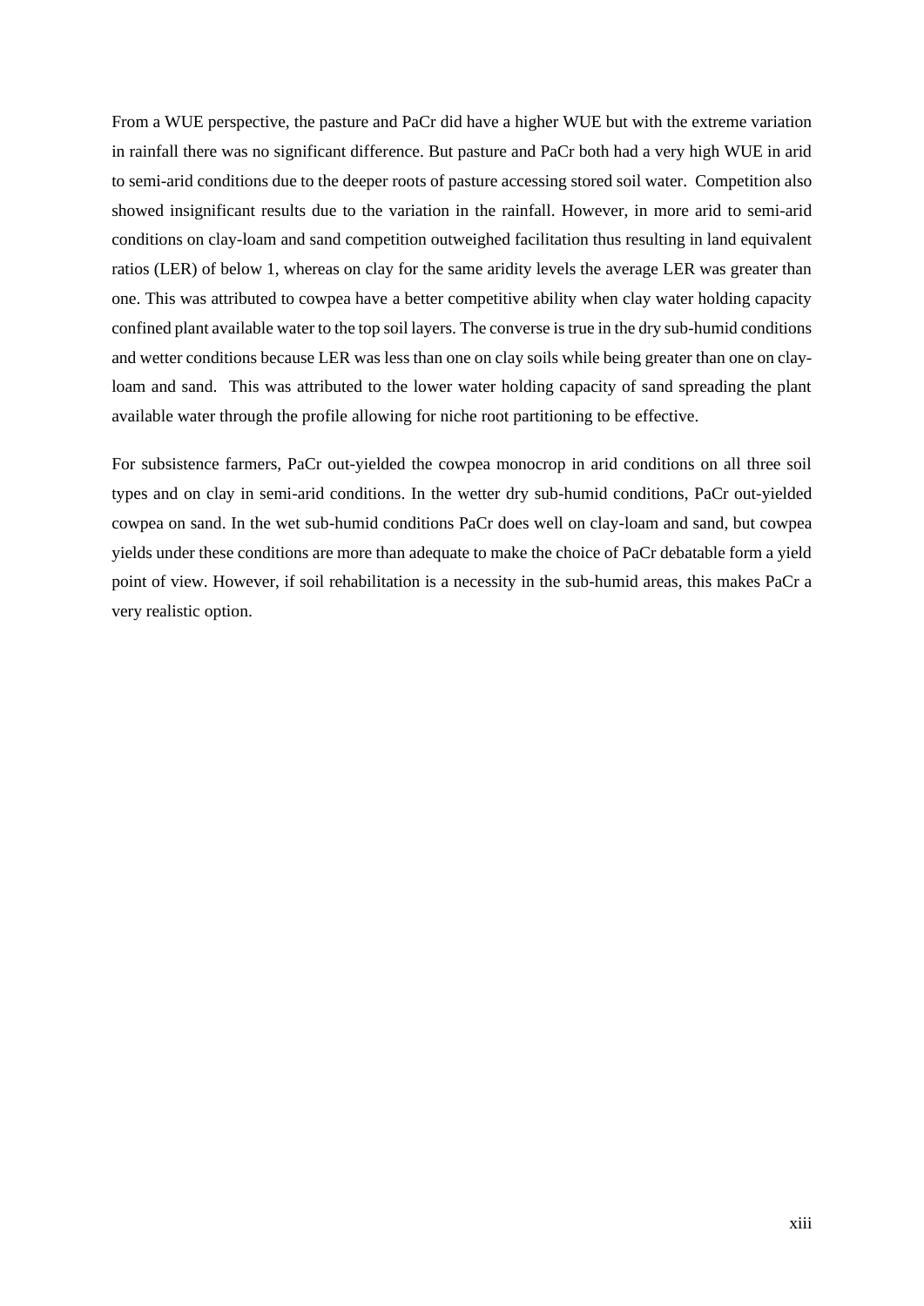From a WUE perspective, the pasture and PaCr did have a higher WUE but with the extreme variation in rainfall there was no significant difference. But pasture and PaCr both had a very high WUE in arid to semi-arid conditions due to the deeper roots of pasture accessing stored soil water. Competition also showed insignificant results due to the variation in the rainfall. However, in more arid to semi-arid conditions on clay-loam and sand competition outweighed facilitation thus resulting in land equivalent ratios (LER) of below 1, whereas on clay for the same aridity levels the average LER was greater than one. This was attributed to cowpea have a better competitive ability when clay water holding capacity confined plant available water to the top soil layers. The converse is true in the dry sub-humid conditions and wetter conditions because LER was less than one on clay soils while being greater than one on clay-loam and sand. This was attributed to the lower water holding capacity of sand spreading the plant available water through the profile allowing for niche root partitioning to be effective.

For subsistence farmers, PaCr out-yielded the cowpea monocrop in arid conditions on all three soil types and on clay in semi-arid conditions. In the wetter dry sub-humid conditions, PaCr out-yielded cowpea on sand. In the wet sub-humid conditions PaCr does well on clay-loam and sand, but cowpea yields under these conditions are more than adequate to make the choice of PaCr debatable form a yield point of view. However, if soil rehabilitation is a necessity in the sub-humid areas, this makes PaCr a very realistic option.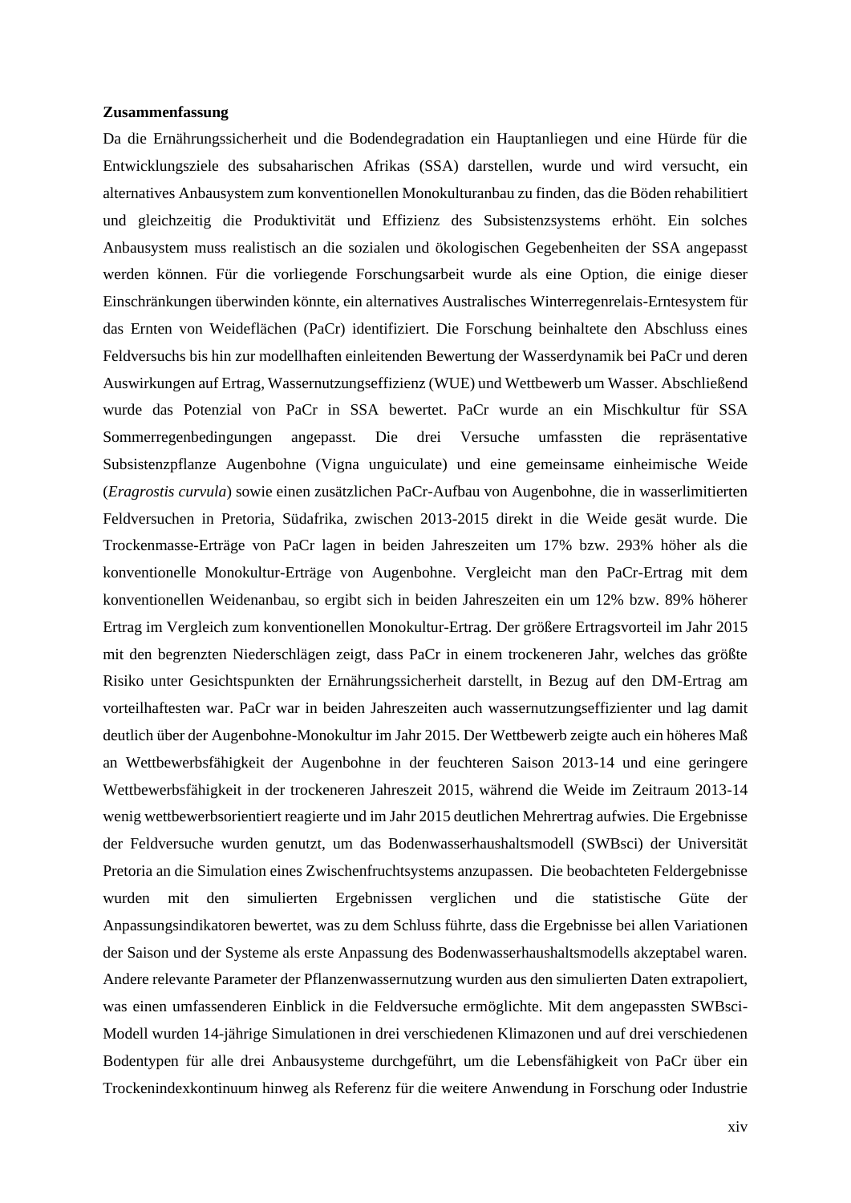**Zusammenfassung**

Da die Ernährungssicherheit und die Bodendegradation ein Hauptanliegen und eine Hürde für die Entwicklungsziele des subsaharischen Afrikas (SSA) darstellen, wurde und wird versucht, ein alternatives Anbausystem zum konventionellen Monokulturanbau zu finden, das die Böden rehabilitiert und gleichzeitig die Produktivität und Effizienz des Subsistenzsystems erhöht. Ein solches Anbausystem muss realistisch an die sozialen und ökologischen Gegebenheiten der SSA angepasst werden können. Für die vorliegende Forschungsarbeit wurde als eine Option, die einige dieser Einschränkungen überwinden könnte, ein alternatives Australisches Winterregenrelais-Erntesystem für das Ernten von Weideflächen (PaCr) identifiziert. Die Forschung beinhaltete den Abschluss eines Feldversuchs bis hin zur modellhaften einleitenden Bewertung der Wasserdynamik bei PaCr und deren Auswirkungen auf Ertrag, Wassernutzungseffizienz (WUE) und Wettbewerb um Wasser. Abschließend wurde das Potenzial von PaCr in SSA bewertet. PaCr wurde an ein Mischkultur für SSA Sommerregenbedingungen angepasst. Die drei Versuche umfassten die repräsentative Subsistenzpflanze Augenbohne (Vigna unguiculate) und eine gemeinsame einheimische Weide (*Eragrostis curvula*) sowie einen zusätzlichen PaCr-Aufbau von Augenbohne, die in wasserlimitierten Feldversuchen in Pretoria, Südafrika, zwischen 2013-2015 direkt in die Weide gesät wurde. Die Trockenmasse-Erträge von PaCr lagen in beiden Jahreszeiten um 17% bzw. 293% höher als die konventionelle Monokultur-Erträge von Augenbohne. Vergleicht man den PaCr-Ertrag mit dem konventionellen Weidenanbau, so ergibt sich in beiden Jahreszeiten ein um 12% bzw. 89% höherer Ertrag im Vergleich zum konventionellen Monokultur-Ertrag. Der größere Ertragsvorteil im Jahr 2015 mit den begrenzten Niederschlägen zeigt, dass PaCr in einem trockeneren Jahr, welches das größte Risiko unter Gesichtspunkten der Ernährungssicherheit darstellt, in Bezug auf den DM-Ertrag am vorteilhaftesten war. PaCr war in beiden Jahreszeiten auch wassernutzungseffizienter und lag damit deutlich über der Augenbohne-Monokultur im Jahr 2015. Der Wettbewerb zeigte auch ein höheres Maß an Wettbewerbsfähigkeit der Augenbohne in der feuchteren Saison 2013-14 und eine geringere Wettbewerbsfähigkeit in der trockeneren Jahreszeit 2015, während die Weide im Zeitraum 2013-14 wenig wettbewerbsorientiert reagierte und im Jahr 2015 deutlichen Mehrertrag aufwies. Die Ergebnisse der Feldversuche wurden genutzt, um das Bodenwasserhaushaltsmodell (SWBsci) der Universität Pretoria an die Simulation eines Zwischenfruchtsystems anzupassen. Die beobachteten Feldergebnisse wurden mit den simulierten Ergebnissen verglichen und die statistische Güte der Anpassungsindikatoren bewertet, was zu dem Schluss führte, dass die Ergebnisse bei allen Variationen der Saison und der Systeme als erste Anpassung des Bodenwasserhaushaltsmodells akzeptabel waren. Andere relevante Parameter der Pflanzenwassernutzung wurden aus den simulierten Daten extrapoliert, was einen umfassenderen Einblick in die Feldversuche ermöglichte. Mit dem angepassten SWBsci-Modell wurden 14-jährige Simulationen in drei verschiedenen Klimazonen und auf drei verschiedenen Bodentypen für alle drei Anbausysteme durchgeführt, um die Lebensfähigkeit von PaCr über ein Trockenindexkontinuum hinweg als Referenz für die weitere Anwendung in Forschung oder Industrie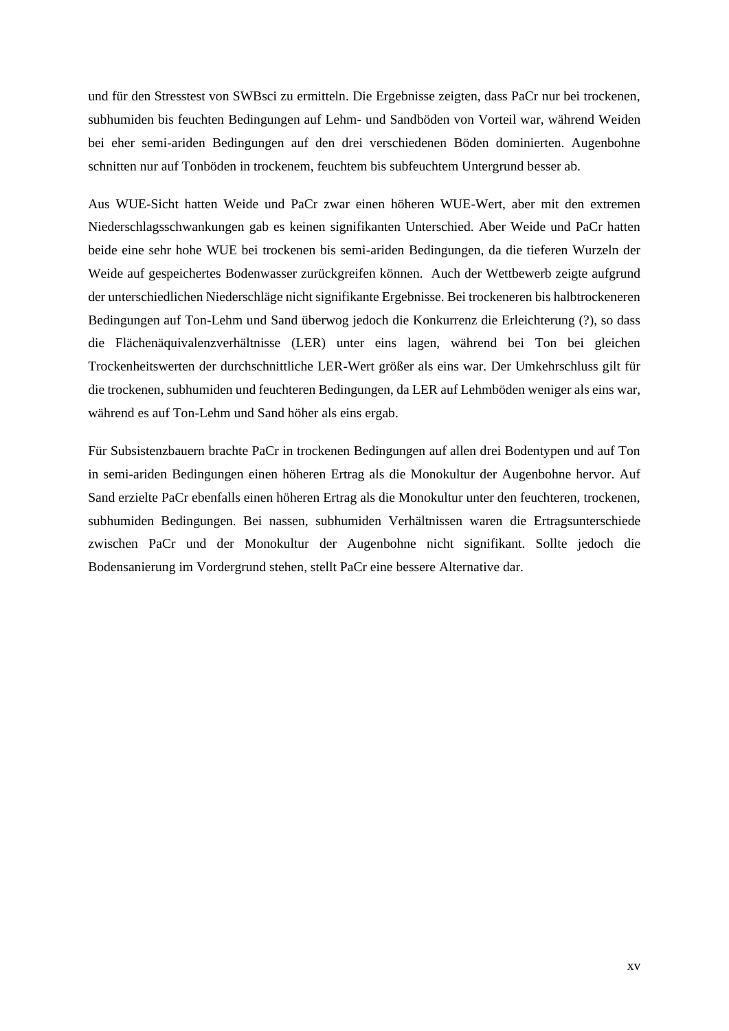und für den Stresstest von SWBsci zu ermitteln. Die Ergebnisse zeigten, dass PaCr nur bei trockenen, subhumiden bis feuchten Bedingungen auf Lehm- und Sandböden von Vorteil war, während Weiden bei eher semi-ariden Bedingungen auf den drei verschiedenen Böden dominierten. Augenbohne schnitten nur auf Tonböden in trockenem, feuchtem bis subfeuchtem Untergrund besser ab.

Aus WUE-Sicht hatten Weide und PaCr zwar einen höheren WUE-Wert, aber mit den extremen Niederschlagsschwankungen gab es keinen signifikanten Unterschied. Aber Weide und PaCr hatten beide eine sehr hohe WUE bei trockenen bis semi-ariden Bedingungen, da die tieferen Wurzeln der Weide auf gespeichertes Bodenwasser zurückgreifen können. Auch der Wettbewerb zeigte aufgrund der unterschiedlichen Niederschläge nicht signifikante Ergebnisse. Bei trockeneren bis halbtrockeneren Bedingungen auf Ton-Lehm und Sand überwog jedoch die Konkurrenz die Erleichterung (?), so dass die Flächenäquivalenzverhältnisse (LER) unter eins lagen, während bei Ton bei gleichen Trockenheitswerten der durchschnittliche LER-Wert größer als eins war. Der Umkehrschluss gilt für die trockenen, subhumiden und feuchteren Bedingungen, da LER auf Lehmböden weniger als eins war, während es auf Ton-Lehm und Sand höher als eins ergab.

Für Subsistenzbauern brachte PaCr in trockenen Bedingungen auf allen drei Bodentypen und auf Ton in semi-ariden Bedingungen einen höheren Ertrag als die Monokultur der Augenbohne hervor. Auf Sand erzielte PaCr ebenfalls einen höheren Ertrag als die Monokultur unter den feuchteren, trockenen, subhumiden Bedingungen. Bei nassen, subhumiden Verhältnissen waren die Ertragsunterschiede zwischen PaCr und der Monokultur der Augenbohne nicht signifikant. Sollte jedoch die Bodensanierung im Vordergrund stehen, stellt PaCr eine bessere Alternative dar.